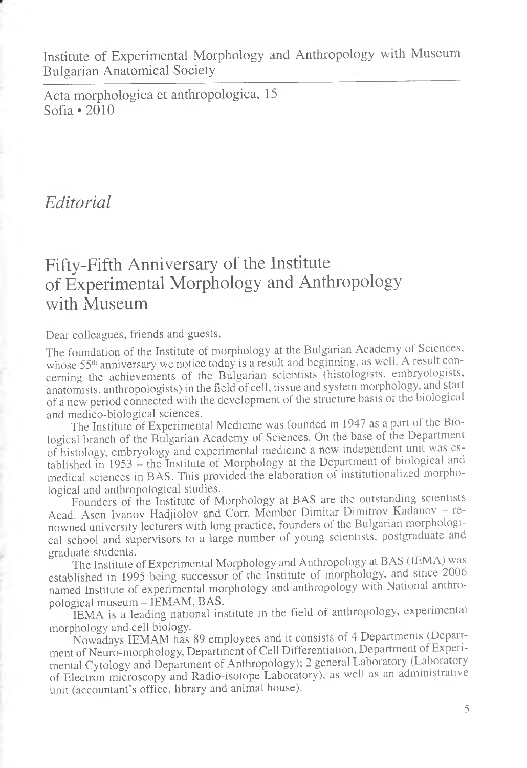Institute of Experimental Morphology and Anthropology with Museum
Bulgarian Anatomical Society

Acta morphologica et anthropologica, 15
Sofia • 2010

# *Editorial*

## Fifty-Fifth Anniversary of the Institute of Experimental Morphology and Anthropology with Museum

Dear colleagues, friends and guests,

The foundation of the Institute of morphology at the Bulgarian Academy of Sciences, whose 55[th] anniversary we notice today is a result and beginning, as well. A result concerning the achievements of the Bulgarian scientists (histologists, embryologists, anatomists, anthropologists) in the field of cell, tissue and system morphology, and start of a new period connected with the development of the structure basis of the biological and medico-biological sciences.

The Institute of Experimental Medicine was founded in 1947 as a part of the Biological branch of the Bulgarian Academy of Sciences. On the base of the Department of histology, embryology and experimental medicine a new independent unit was established in 1953 – the Institute of Morphology at the Department of biological and medical sciences in BAS. This provided the elaboration of institutionalized morphological and anthropological studies.

Founders of the Institute of Morphology at BAS are the outstanding scientists Acad. Asen Ivanov Hadjiolov and Corr. Member Dimitar Dimitrov Kadanov – renowned university lecturers with long practice, founders of the Bulgarian morphological school and supervisors to a large number of young scientists, postgraduate and graduate students.

The Institute of Experimental Morphology and Anthropology at BAS (IEMA) was established in 1995 being successor of the Institute of morphology, and since 2006 named Institute of experimental morphology and anthropology with National anthropological museum – IEMAM, BAS.

IEMA is a leading national institute in the field of anthropology, experimental morphology and cell biology.

Nowadays IEMAM has 89 employees and it consists of 4 Departments (Department of Neuro-morphology, Department of Cell Differentiation, Department of Experimental Cytology and Department of Anthropology); 2 general Laboratory (Laboratory of Electron microscopy and Radio-isotope Laboratory), as well as an administrative unit (accountant's office, library and animal house).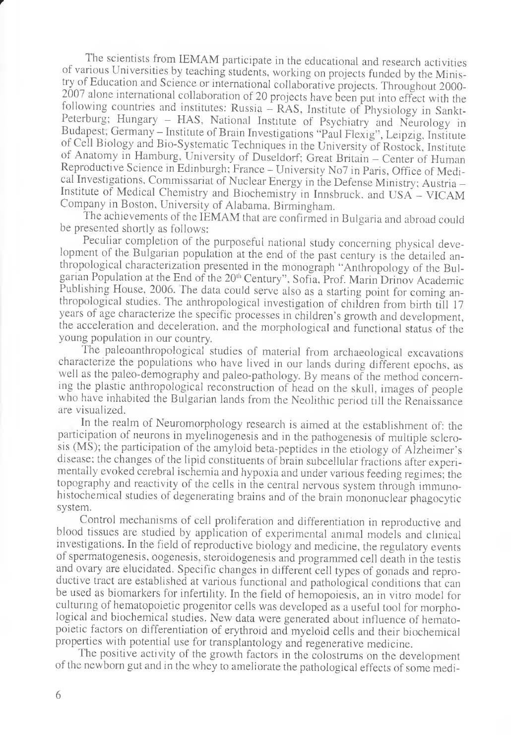The scientists from IEMAM participate in the educational and research activities of various Universities by teaching students, working on projects funded by the Ministry of Education and Science or international collaborative projects. Throughout 2000-2007 alone international collaboration of 20 projects have been put into effect with the following countries and institutes: Russia – RAS, Institute of Physiology in Sankt-Peterburg; Hungary – HAS, National Institute of Psychiatry and Neurology in Budapest; Germany – Institute of Brain Investigations "Paul Flexig", Leipzig, Institute of Cell Biology and Bio-Systematic Techniques in the University of Rostock, Institute of Anatomy in Hamburg, University of Duseldorf; Great Britain – Center of Human Reproductive Science in Edinburgh; France – University No7 in Paris, Office of Medical Investigations, Commissariat of Nuclear Energy in the Defense Ministry; Austria – Institute of Medical Chemistry and Biochemistry in Innsbruck, and USA – VICAM Company in Boston, University of Alabama, Birmingham.

The achievements of the IEMAM that are confirmed in Bulgaria and abroad could be presented shortly as follows:

Peculiar completion of the purposeful national study concerning physical development of the Bulgarian population at the end of the past century is the detailed anthropological characterization presented in the monograph "Anthropology of the Bulgarian Population at the End of the 20th Century", Sofia, Prof. Marin Drinov Academic Publishing House, 2006. The data could serve also as a starting point for coming anthropological studies. The anthropological investigation of children from birth till 17 years of age characterize the specific processes in children's growth and development, the acceleration and deceleration, and the morphological and functional status of the young population in our country.

The paleoanthropological studies of material from archaeological excavations characterize the populations who have lived in our lands during different epochs, as well as the paleo-demography and paleo-pathology. By means of the method concerning the plastic anthropological reconstruction of head on the skull, images of people who have inhabited the Bulgarian lands from the Neolithic period till the Renaissance are visualized.

In the realm of Neuromorphology research is aimed at the establishment of: the participation of neurons in myelinogenesis and in the pathogenesis of multiple sclerosis (MS); the participation of the amyloid beta-peptides in the etiology of Alzheimer's disease; the changes of the lipid constituents of brain subcellular fractions after experimentally evoked cerebral ischemia and hypoxia and under various feeding regimes; the topography and reactivity of the cells in the central nervous system through immunohistochemical studies of degenerating brains and of the brain mononuclear phagocytic system.

Control mechanisms of cell proliferation and differentiation in reproductive and blood tissues are studied by application of experimental animal models and clinical investigations. In the field of reproductive biology and medicine, the regulatory events of spermatogenesis, oogenesis, steroidogenesis and programmed cell death in the testis and ovary are elucidated. Specific changes in different cell types of gonads and reproductive tract are established at various functional and pathological conditions that can be used as biomarkers for infertility. In the field of hemopoiesis, an in vitro model for culturing of hematopoietic progenitor cells was developed as a useful tool for morphological and biochemical studies. New data were generated about influence of hematopoietic factors on differentiation of erythroid and myeloid cells and their biochemical properties with potential use for transplantology and regenerative medicine.

The positive activity of the growth factors in the colostrums on the development of the newborn gut and in the whey to ameliorate the pathological effects of some medi-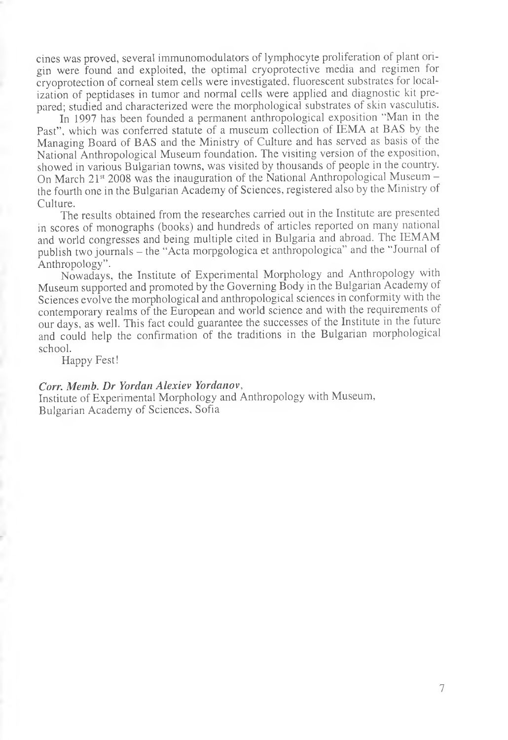cines was proved, several immunomodulators of lymphocyte proliferation of plant origin were found and exploited, the optimal cryoprotective media and regimen for cryoprotection of corneal stem cells were investigated, fluorescent substrates for localization of peptidases in tumor and normal cells were applied and diagnostic kit prepared; studied and characterized were the morphological substrates of skin vasculutis.

In 1997 has been founded a permanent anthropological exposition "Man in the Past", which was conferred statute of a museum collection of IEMA at BAS by the Managing Board of BAS and the Ministry of Culture and has served as basis of the National Anthropological Museum foundation. The visiting version of the exposition, showed in various Bulgarian towns, was visited by thousands of people in the country. On March 21st 2008 was the inauguration of the National Anthropological Museum – the fourth one in the Bulgarian Academy of Sciences, registered also by the Ministry of Culture.

The results obtained from the researches carried out in the Institute are presented in scores of monographs (books) and hundreds of articles reported on many national and world congresses and being multiple cited in Bulgaria and abroad. The IEMAM publish two journals – the "Acta morpgologica et anthropologica" and the "Journal of Anthropology".

Nowadays, the Institute of Experimental Morphology and Anthropology with Museum supported and promoted by the Governing Body in the Bulgarian Academy of Sciences evolve the morphological and anthropological sciences in conformity with the contemporary realms of the European and world science and with the requirements of our days, as well. This fact could guarantee the successes of the Institute in the future and could help the confirmation of the traditions in the Bulgarian morphological school.

Happy Fest!

***Corr. Memb. Dr Yordan Alexiev Yordanov***,
Institute of Experimental Morphology and Anthropology with Museum,
Bulgarian Academy of Sciences, Sofia